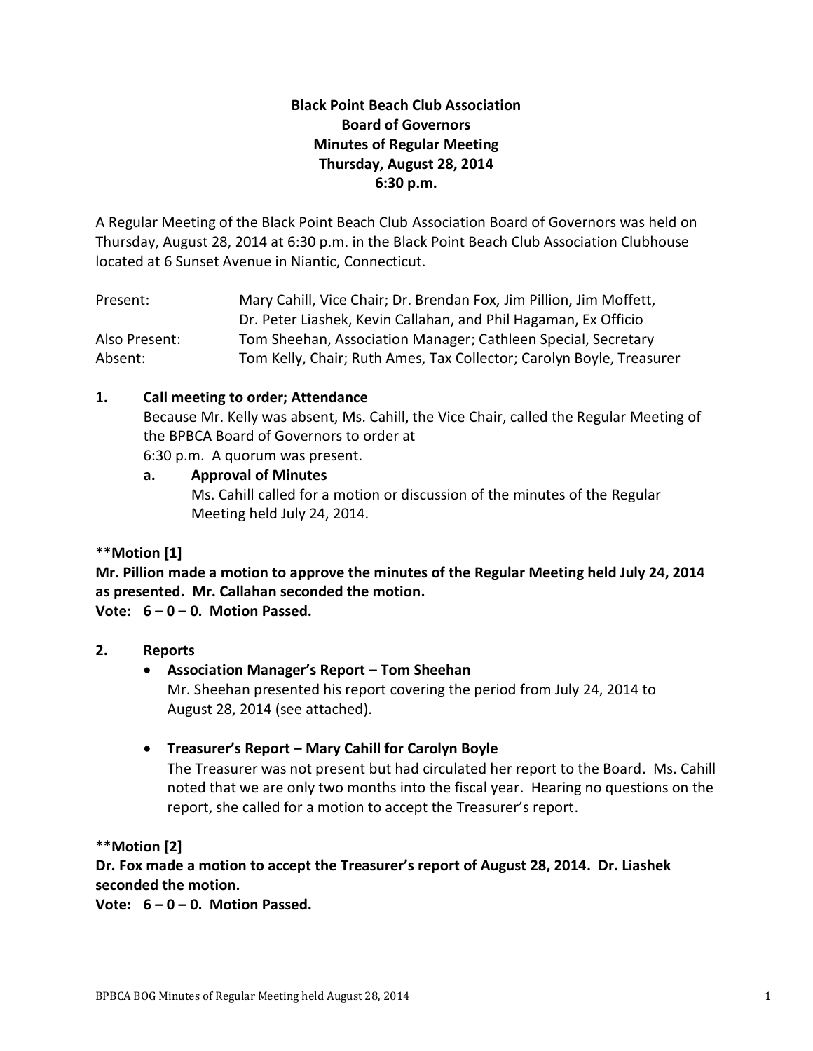# Black Point Beach Club Association
## Board of Governors
## Minutes of Regular Meeting
## Thursday, August 28, 2014
## 6:30 p.m.

A Regular Meeting of the Black Point Beach Club Association Board of Governors was held on Thursday, August 28, 2014 at 6:30 p.m. in the Black Point Beach Club Association Clubhouse located at 6 Sunset Avenue in Niantic, Connecticut.

| | |
|---|---|
| Present: | Mary Cahill, Vice Chair; Dr. Brendan Fox, Jim Pillion, Jim Moffett, Dr. Peter Liashek, Kevin Callahan, and Phil Hagaman, Ex Officio |
| Also Present: | Tom Sheehan, Association Manager; Cathleen Special, Secretary |
| Absent: | Tom Kelly, Chair; Ruth Ames, Tax Collector; Carolyn Boyle, Treasurer |

**1. Call meeting to order; Attendance**

Because Mr. Kelly was absent, Ms. Cahill, the Vice Chair, called the Regular Meeting of the BPBCA Board of Governors to order at 6:30 p.m. A quorum was present.

**a. Approval of Minutes**

Ms. Cahill called for a motion or discussion of the minutes of the Regular Meeting held July 24, 2014.

**\*\*Motion [1]**
**Mr. Pillion made a motion to approve the minutes of the Regular Meeting held July 24, 2014 as presented. Mr. Callahan seconded the motion.**
**Vote: 6 – 0 – 0. Motion Passed.**

**2. Reports**

- **Association Manager's Report – Tom Sheehan**
  Mr. Sheehan presented his report covering the period from July 24, 2014 to August 28, 2014 (see attached).

- **Treasurer's Report – Mary Cahill for Carolyn Boyle**
  The Treasurer was not present but had circulated her report to the Board. Ms. Cahill noted that we are only two months into the fiscal year. Hearing no questions on the report, she called for a motion to accept the Treasurer's report.

**\*\*Motion [2]**
**Dr. Fox made a motion to accept the Treasurer's report of August 28, 2014. Dr. Liashek seconded the motion.**
**Vote: 6 – 0 – 0. Motion Passed.**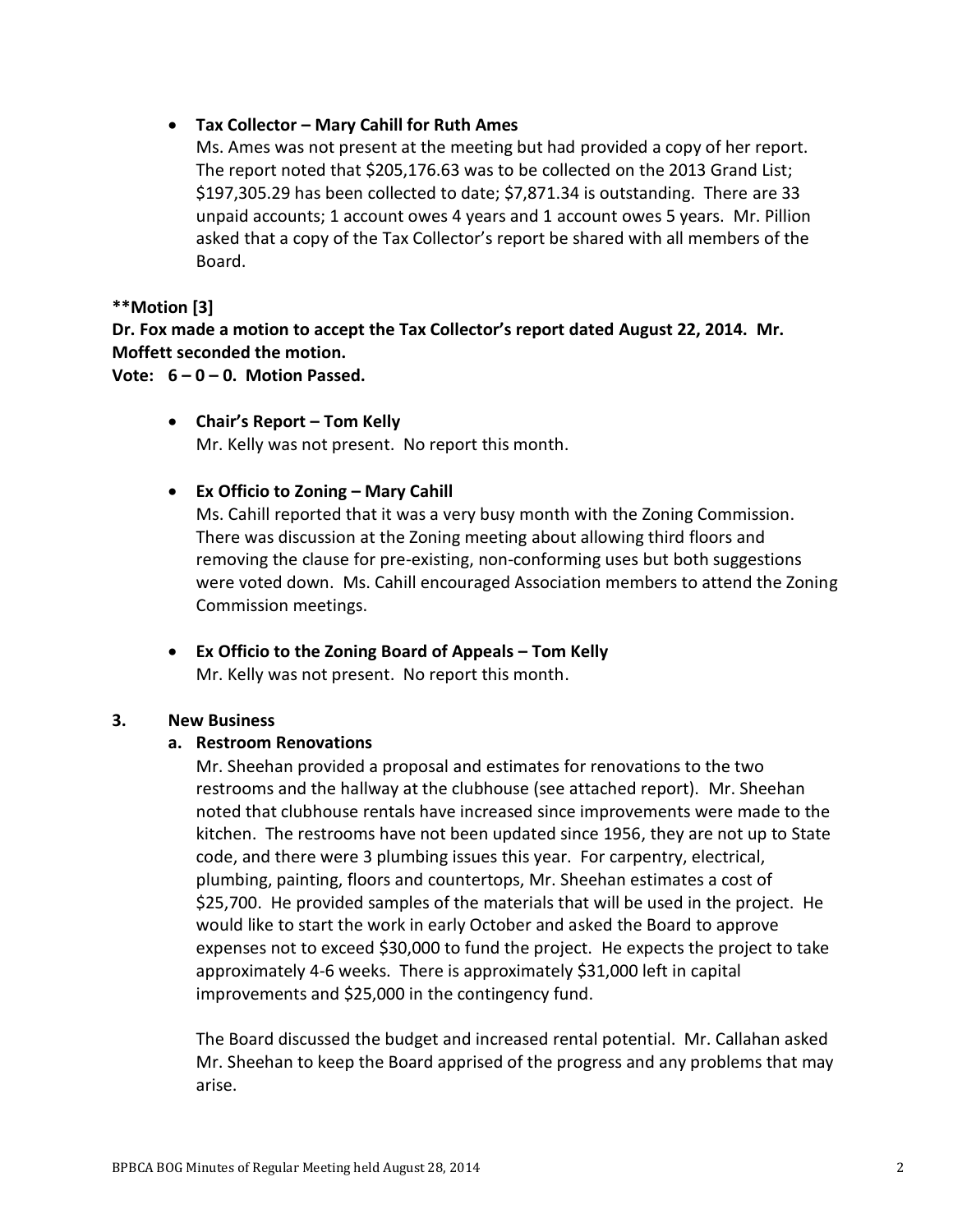- **Tax Collector – Mary Cahill for Ruth Ames**

  Ms. Ames was not present at the meeting but had provided a copy of her report. The report noted that $205,176.63 was to be collected on the 2013 Grand List; $197,305.29 has been collected to date; $7,871.34 is outstanding. There are 33 unpaid accounts; 1 account owes 4 years and 1 account owes 5 years. Mr. Pillion asked that a copy of the Tax Collector's report be shared with all members of the Board.

**\*\*Motion [3]**

**Dr. Fox made a motion to accept the Tax Collector's report dated August 22, 2014. Mr. Moffett seconded the motion.**

**Vote: 6 – 0 – 0. Motion Passed.**

- **Chair's Report – Tom Kelly**

  Mr. Kelly was not present. No report this month.

- **Ex Officio to Zoning – Mary Cahill**

  Ms. Cahill reported that it was a very busy month with the Zoning Commission. There was discussion at the Zoning meeting about allowing third floors and removing the clause for pre-existing, non-conforming uses but both suggestions were voted down. Ms. Cahill encouraged Association members to attend the Zoning Commission meetings.

- **Ex Officio to the Zoning Board of Appeals – Tom Kelly**

  Mr. Kelly was not present. No report this month.

## 3. New Business

### a. Restroom Renovations

Mr. Sheehan provided a proposal and estimates for renovations to the two restrooms and the hallway at the clubhouse (see attached report). Mr. Sheehan noted that clubhouse rentals have increased since improvements were made to the kitchen. The restrooms have not been updated since 1956, they are not up to State code, and there were 3 plumbing issues this year. For carpentry, electrical, plumbing, painting, floors and countertops, Mr. Sheehan estimates a cost of $25,700. He provided samples of the materials that will be used in the project. He would like to start the work in early October and asked the Board to approve expenses not to exceed $30,000 to fund the project. He expects the project to take approximately 4-6 weeks. There is approximately $31,000 left in capital improvements and $25,000 in the contingency fund.

The Board discussed the budget and increased rental potential. Mr. Callahan asked Mr. Sheehan to keep the Board apprised of the progress and any problems that may arise.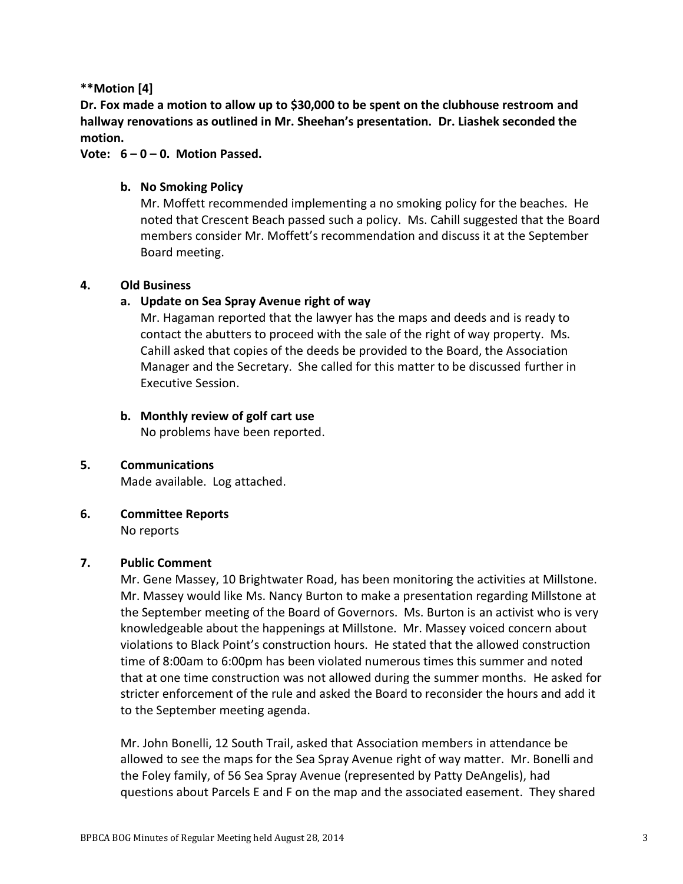**\*\*Motion [4]**

**Dr. Fox made a motion to allow up to $30,000 to be spent on the clubhouse restroom and hallway renovations as outlined in Mr. Sheehan's presentation. Dr. Liashek seconded the motion.**

**Vote: 6 – 0 – 0. Motion Passed.**

**b. No Smoking Policy**

Mr. Moffett recommended implementing a no smoking policy for the beaches. He noted that Crescent Beach passed such a policy. Ms. Cahill suggested that the Board members consider Mr. Moffett's recommendation and discuss it at the September Board meeting.

**4. Old Business**

**a. Update on Sea Spray Avenue right of way**

Mr. Hagaman reported that the lawyer has the maps and deeds and is ready to contact the abutters to proceed with the sale of the right of way property. Ms. Cahill asked that copies of the deeds be provided to the Board, the Association Manager and the Secretary. She called for this matter to be discussed further in Executive Session.

**b. Monthly review of golf cart use**

No problems have been reported.

**5. Communications**

Made available. Log attached.

**6. Committee Reports**

No reports

**7. Public Comment**

Mr. Gene Massey, 10 Brightwater Road, has been monitoring the activities at Millstone. Mr. Massey would like Ms. Nancy Burton to make a presentation regarding Millstone at the September meeting of the Board of Governors. Ms. Burton is an activist who is very knowledgeable about the happenings at Millstone. Mr. Massey voiced concern about violations to Black Point's construction hours. He stated that the allowed construction time of 8:00am to 6:00pm has been violated numerous times this summer and noted that at one time construction was not allowed during the summer months. He asked for stricter enforcement of the rule and asked the Board to reconsider the hours and add it to the September meeting agenda.

Mr. John Bonelli, 12 South Trail, asked that Association members in attendance be allowed to see the maps for the Sea Spray Avenue right of way matter. Mr. Bonelli and the Foley family, of 56 Sea Spray Avenue (represented by Patty DeAngelis), had questions about Parcels E and F on the map and the associated easement. They shared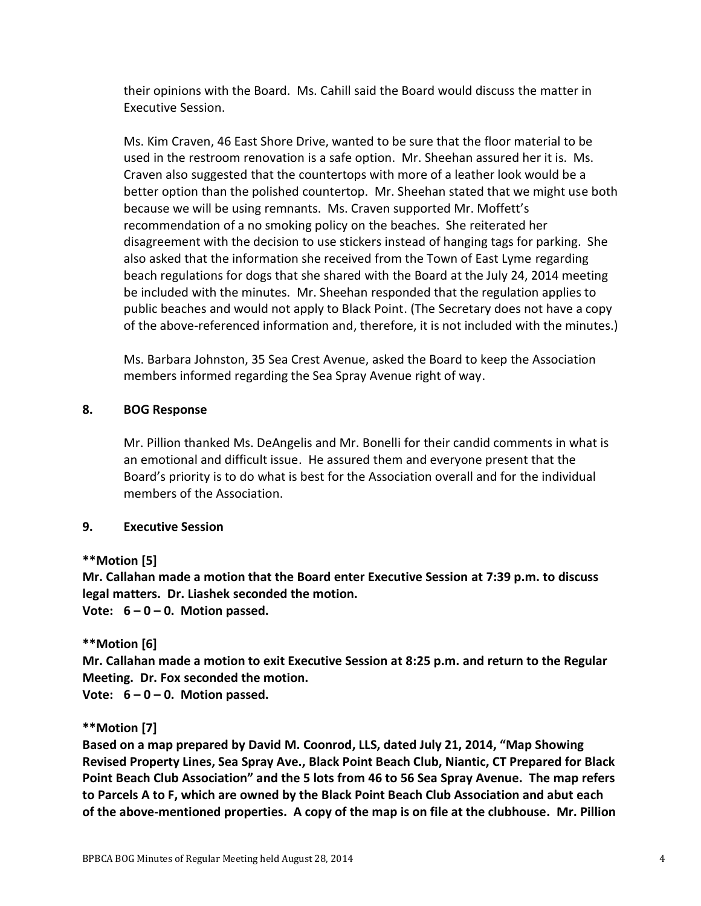their opinions with the Board. Ms. Cahill said the Board would discuss the matter in Executive Session.

Ms. Kim Craven, 46 East Shore Drive, wanted to be sure that the floor material to be used in the restroom renovation is a safe option. Mr. Sheehan assured her it is. Ms. Craven also suggested that the countertops with more of a leather look would be a better option than the polished countertop. Mr. Sheehan stated that we might use both because we will be using remnants. Ms. Craven supported Mr. Moffett's recommendation of a no smoking policy on the beaches. She reiterated her disagreement with the decision to use stickers instead of hanging tags for parking. She also asked that the information she received from the Town of East Lyme regarding beach regulations for dogs that she shared with the Board at the July 24, 2014 meeting be included with the minutes. Mr. Sheehan responded that the regulation applies to public beaches and would not apply to Black Point. (The Secretary does not have a copy of the above-referenced information and, therefore, it is not included with the minutes.)

Ms. Barbara Johnston, 35 Sea Crest Avenue, asked the Board to keep the Association members informed regarding the Sea Spray Avenue right of way.

## 8. BOG Response

Mr. Pillion thanked Ms. DeAngelis and Mr. Bonelli for their candid comments in what is an emotional and difficult issue. He assured them and everyone present that the Board's priority is to do what is best for the Association overall and for the individual members of the Association.

## 9. Executive Session

**Motion [5]**
**Mr. Callahan made a motion that the Board enter Executive Session at 7:39 p.m. to discuss legal matters. Dr. Liashek seconded the motion.**
**Vote: 6 – 0 – 0. Motion passed.**

**Motion [6]**
**Mr. Callahan made a motion to exit Executive Session at 8:25 p.m. and return to the Regular Meeting. Dr. Fox seconded the motion.**
**Vote: 6 – 0 – 0. Motion passed.**

**Motion [7]**
**Based on a map prepared by David M. Coonrod, LLS, dated July 21, 2014, "Map Showing Revised Property Lines, Sea Spray Ave., Black Point Beach Club, Niantic, CT Prepared for Black Point Beach Club Association" and the 5 lots from 46 to 56 Sea Spray Avenue. The map refers to Parcels A to F, which are owned by the Black Point Beach Club Association and abut each of the above-mentioned properties. A copy of the map is on file at the clubhouse. Mr. Pillion**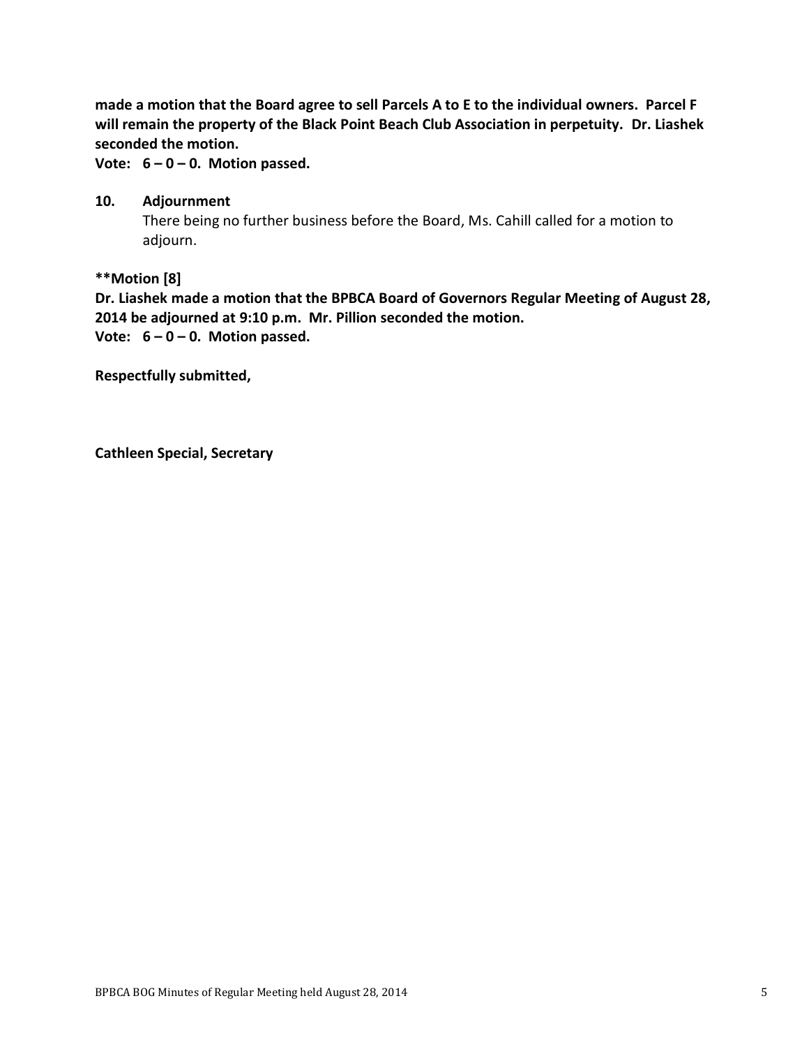**made a motion that the Board agree to sell Parcels A to E to the individual owners. Parcel F will remain the property of the Black Point Beach Club Association in perpetuity. Dr. Liashek seconded the motion.**

**Vote: 6 – 0 – 0. Motion passed.**

**10. Adjournment**

There being no further business before the Board, Ms. Cahill called for a motion to adjourn.

**\*\*Motion [8]**

**Dr. Liashek made a motion that the BPBCA Board of Governors Regular Meeting of August 28, 2014 be adjourned at 9:10 p.m. Mr. Pillion seconded the motion.**

**Vote: 6 – 0 – 0. Motion passed.**

**Respectfully submitted,**

**Cathleen Special, Secretary**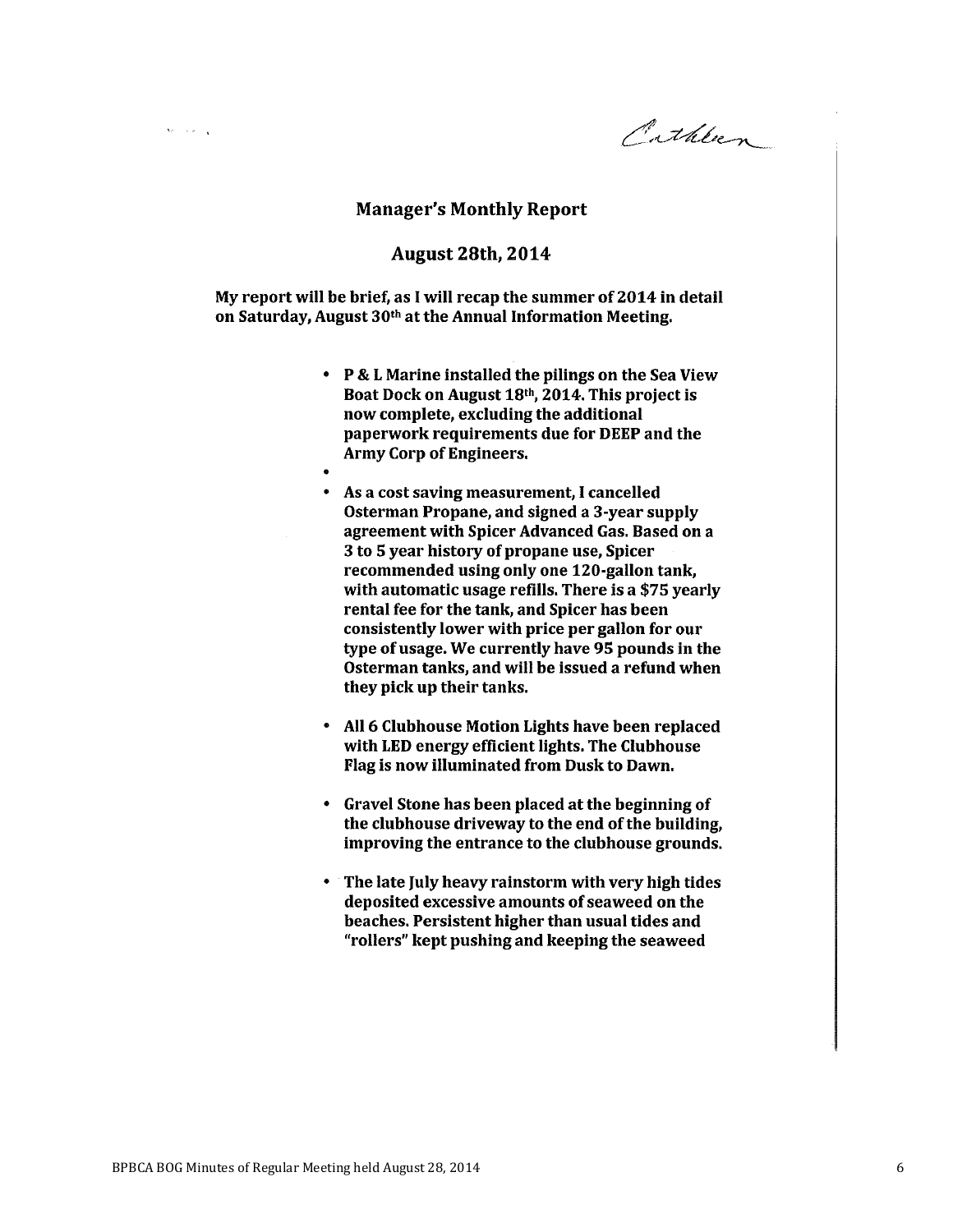Cathleen

## Manager's Monthly Report

## August 28th, 2014

**My report will be brief, as I will recap the summer of 2014 in detail on Saturday, August 30th at the Annual Information Meeting.**

- **P & L Marine installed the pilings on the Sea View Boat Dock on August 18th, 2014. This project is now complete, excluding the additional paperwork requirements due for DEEP and the Army Corp of Engineers.**
- 
- **As a cost saving measurement, I cancelled Osterman Propane, and signed a 3-year supply agreement with Spicer Advanced Gas. Based on a 3 to 5 year history of propane use, Spicer recommended using only one 120-gallon tank, with automatic usage refills. There is a $75 yearly rental fee for the tank, and Spicer has been consistently lower with price per gallon for our type of usage. We currently have 95 pounds in the Osterman tanks, and will be issued a refund when they pick up their tanks.**
- **All 6 Clubhouse Motion Lights have been replaced with LED energy efficient lights. The Clubhouse Flag is now illuminated from Dusk to Dawn.**
- **Gravel Stone has been placed at the beginning of the clubhouse driveway to the end of the building, improving the entrance to the clubhouse grounds.**
- **The late July heavy rainstorm with very high tides deposited excessive amounts of seaweed on the beaches. Persistent higher than usual tides and "rollers" kept pushing and keeping the seaweed**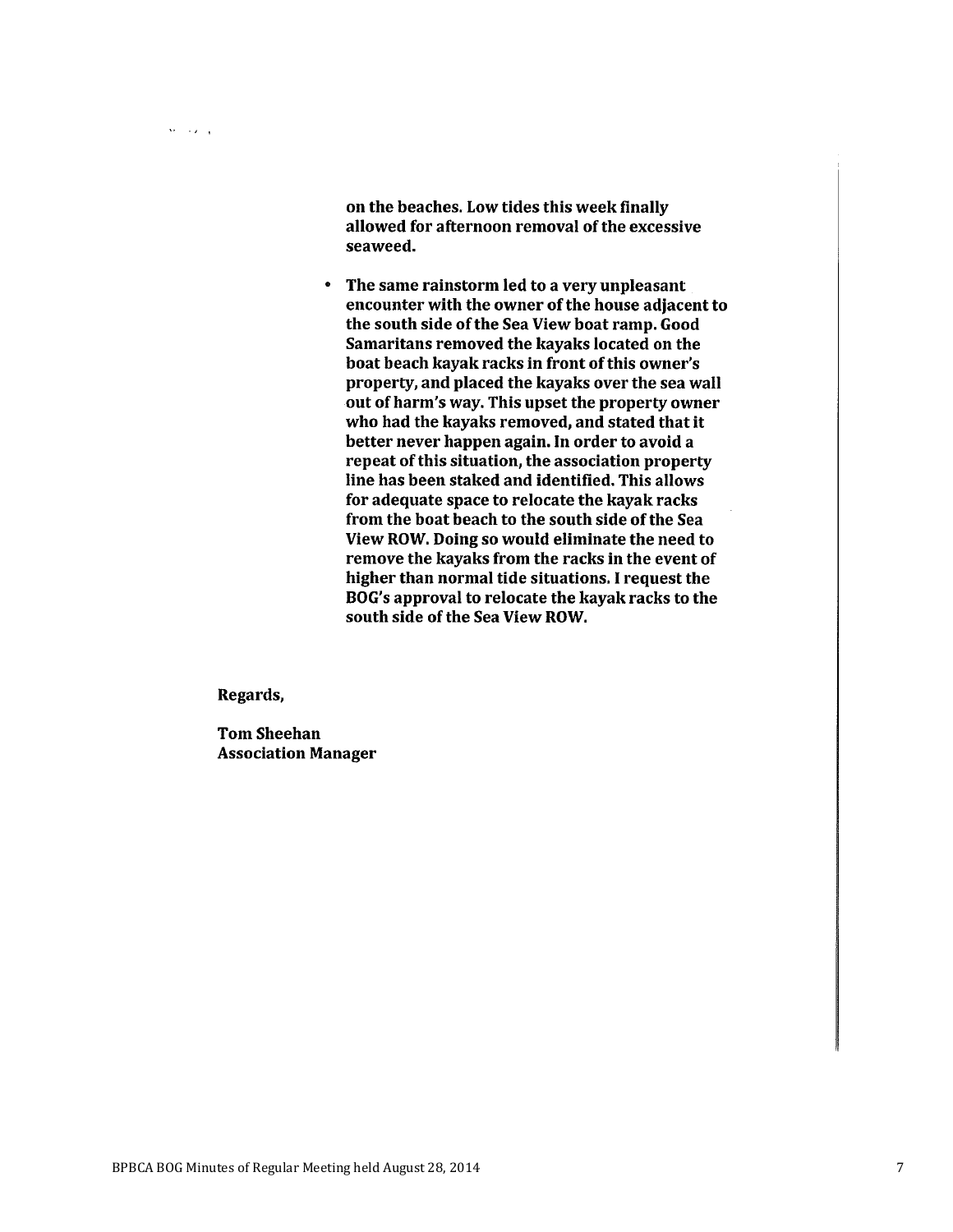**on the beaches. Low tides this week finally allowed for afternoon removal of the excessive seaweed.**

- **The same rainstorm led to a very unpleasant encounter with the owner of the house adjacent to the south side of the Sea View boat ramp. Good Samaritans removed the kayaks located on the boat beach kayak racks in front of this owner's property, and placed the kayaks over the sea wall out of harm's way. This upset the property owner who had the kayaks removed, and stated that it better never happen again. In order to avoid a repeat of this situation, the association property line has been staked and identified. This allows for adequate space to relocate the kayak racks from the boat beach to the south side of the Sea View ROW. Doing so would eliminate the need to remove the kayaks from the racks in the event of higher than normal tide situations. I request the BOG's approval to relocate the kayak racks to the south side of the Sea View ROW.**

**Regards,**

**Tom Sheehan**
**Association Manager**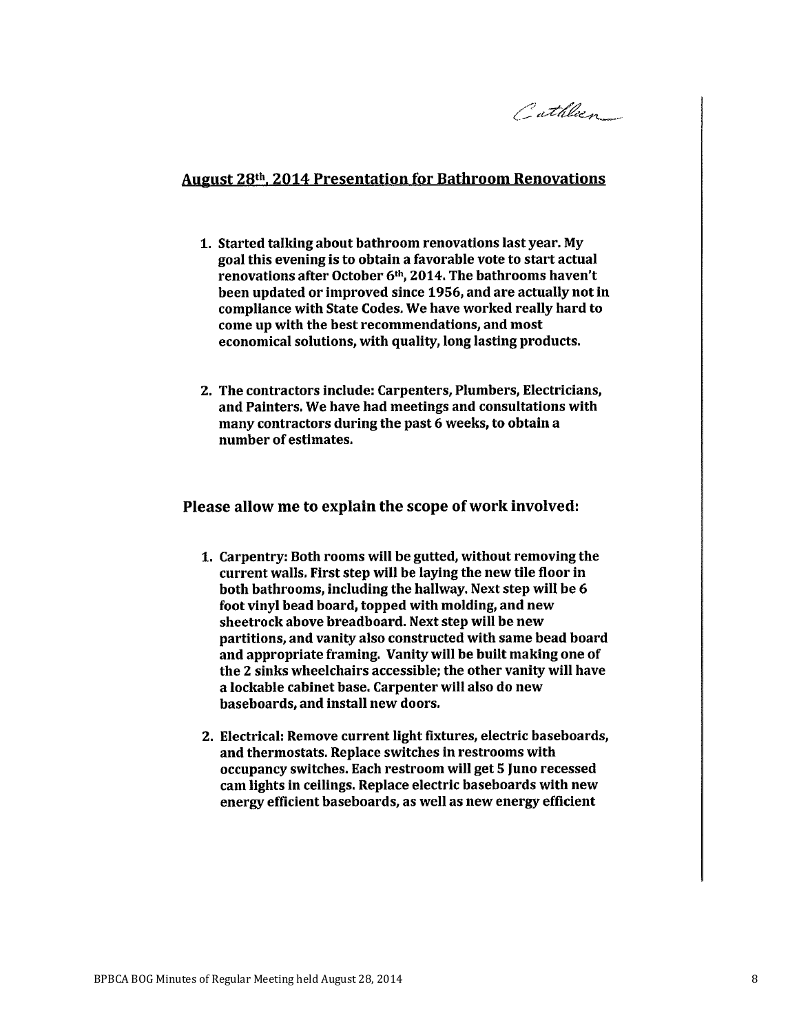Cathleen

## August 28th, 2014 Presentation for Bathroom Renovations

1. **Started talking about bathroom renovations last year. My goal this evening is to obtain a favorable vote to start actual renovations after October 6th, 2014. The bathrooms haven't been updated or improved since 1956, and are actually not in compliance with State Codes. We have worked really hard to come up with the best recommendations, and most economical solutions, with quality, long lasting products.**

2. **The contractors include: Carpenters, Plumbers, Electricians, and Painters. We have had meetings and consultations with many contractors during the past 6 weeks, to obtain a number of estimates.**

### Please allow me to explain the scope of work involved:

1. **Carpentry: Both rooms will be gutted, without removing the current walls. First step will be laying the new tile floor in both bathrooms, including the hallway. Next step will be 6 foot vinyl bead board, topped with molding, and new sheetrock above breadboard. Next step will be new partitions, and vanity also constructed with same bead board and appropriate framing. Vanity will be built making one of the 2 sinks wheelchairs accessible; the other vanity will have a lockable cabinet base. Carpenter will also do new baseboards, and install new doors.**

2. **Electrical: Remove current light fixtures, electric baseboards, and thermostats. Replace switches in restrooms with occupancy switches. Each restroom will get 5 Juno recessed cam lights in ceilings. Replace electric baseboards with new energy efficient baseboards, as well as new energy efficient**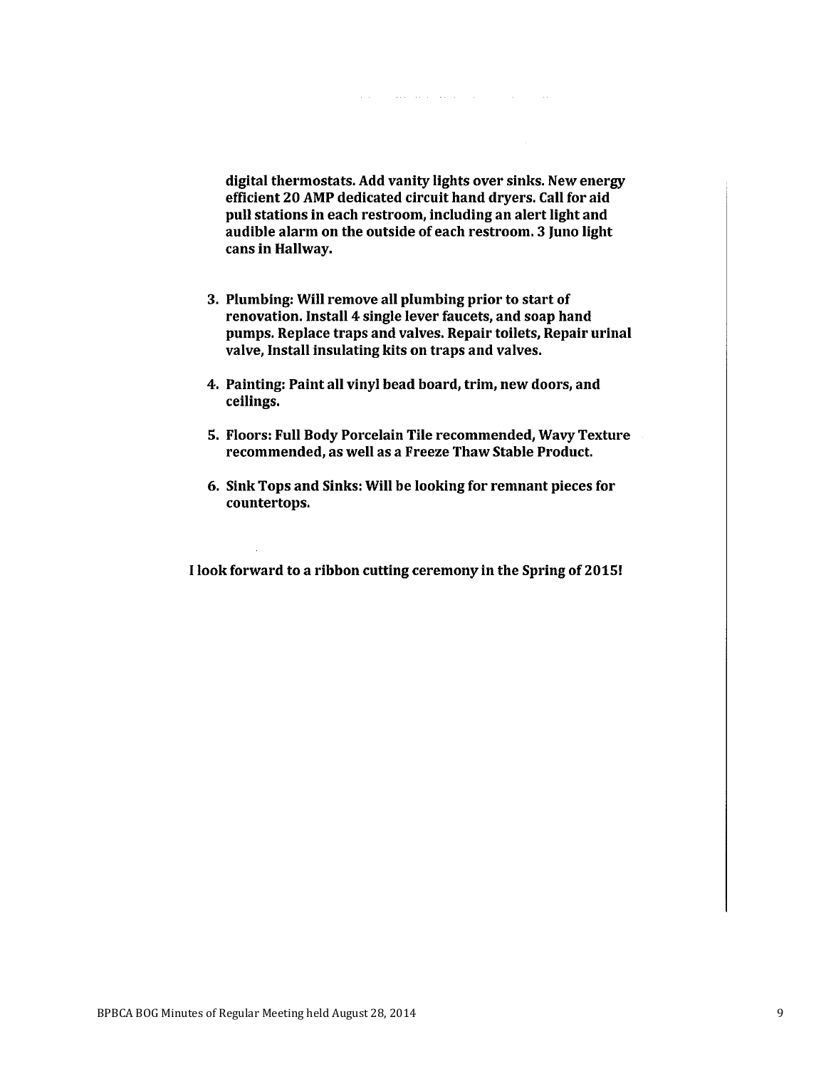**digital thermostats. Add vanity lights over sinks. New energy efficient 20 AMP dedicated circuit hand dryers. Call for aid pull stations in each restroom, including an alert light and audible alarm on the outside of each restroom. 3 Juno light cans in Hallway.**

3. **Plumbing: Will remove all plumbing prior to start of renovation. Install 4 single lever faucets, and soap hand pumps. Replace traps and valves. Repair toilets, Repair urinal valve, Install insulating kits on traps and valves.**

4. **Painting: Paint all vinyl bead board, trim, new doors, and ceilings.**

5. **Floors: Full Body Porcelain Tile recommended, Wavy Texture recommended, as well as a Freeze Thaw Stable Product.**

6. **Sink Tops and Sinks: Will be looking for remnant pieces for countertops.**

**I look forward to a ribbon cutting ceremony in the Spring of 2015!**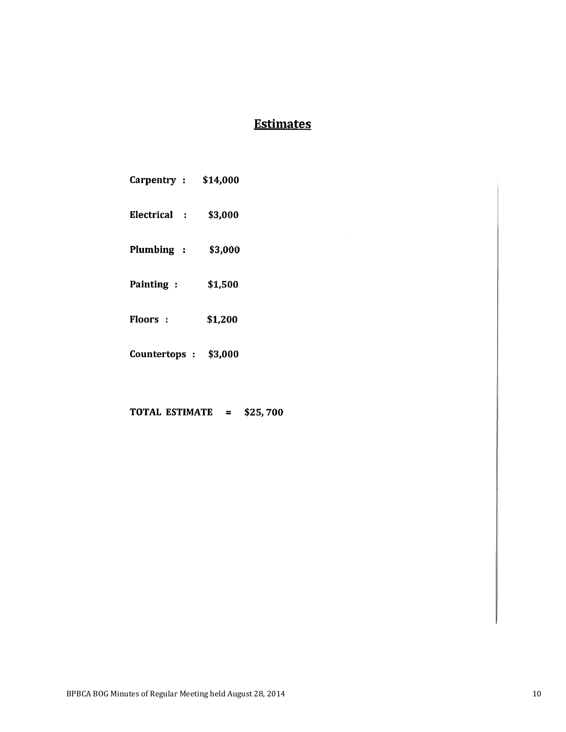## Estimates

**Carpentry : $14,000**

**Electrical : $3,000**

**Plumbing : $3,000**

**Painting : $1,500**

**Floors : $1,200**

**Countertops : $3,000**

**TOTAL ESTIMATE = $25, 700**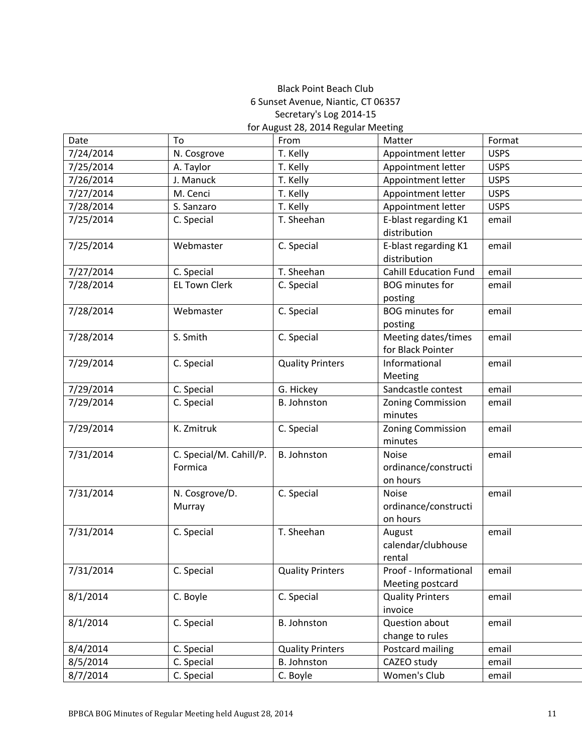Black Point Beach Club
6 Sunset Avenue, Niantic, CT 06357
Secretary's Log 2014-15
for August 28, 2014 Regular Meeting

| Date | To | From | Matter | Format |
|---|---|---|---|---|
| 7/24/2014 | N. Cosgrove | T. Kelly | Appointment letter | USPS |
| 7/25/2014 | A. Taylor | T. Kelly | Appointment letter | USPS |
| 7/26/2014 | J. Manuck | T. Kelly | Appointment letter | USPS |
| 7/27/2014 | M. Cenci | T. Kelly | Appointment letter | USPS |
| 7/28/2014 | S. Sanzaro | T. Kelly | Appointment letter | USPS |
| 7/25/2014 | C. Special | T. Sheehan | E-blast regarding K1 distribution | email |
| 7/25/2014 | Webmaster | C. Special | E-blast regarding K1 distribution | email |
| 7/27/2014 | C. Special | T. Sheehan | Cahill Education Fund | email |
| 7/28/2014 | EL Town Clerk | C. Special | BOG minutes for posting | email |
| 7/28/2014 | Webmaster | C. Special | BOG minutes for posting | email |
| 7/28/2014 | S. Smith | C. Special | Meeting dates/times for Black Pointer | email |
| 7/29/2014 | C. Special | Quality Printers | Informational Meeting | email |
| 7/29/2014 | C. Special | G. Hickey | Sandcastle contest | email |
| 7/29/2014 | C. Special | B. Johnston | Zoning Commission minutes | email |
| 7/29/2014 | K. Zmitruk | C. Special | Zoning Commission minutes | email |
| 7/31/2014 | C. Special/M. Cahill/P. Formica | B. Johnston | Noise ordinance/construction hours | email |
| 7/31/2014 | N. Cosgrove/D. Murray | C. Special | Noise ordinance/construction hours | email |
| 7/31/2014 | C. Special | T. Sheehan | August calendar/clubhouse rental | email |
| 7/31/2014 | C. Special | Quality Printers | Proof - Informational Meeting postcard | email |
| 8/1/2014 | C. Boyle | C. Special | Quality Printers invoice | email |
| 8/1/2014 | C. Special | B. Johnston | Question about change to rules | email |
| 8/4/2014 | C. Special | Quality Printers | Postcard mailing | email |
| 8/5/2014 | C. Special | B. Johnston | CAZEO study | email |
| 8/7/2014 | C. Special | C. Boyle | Women's Club | email |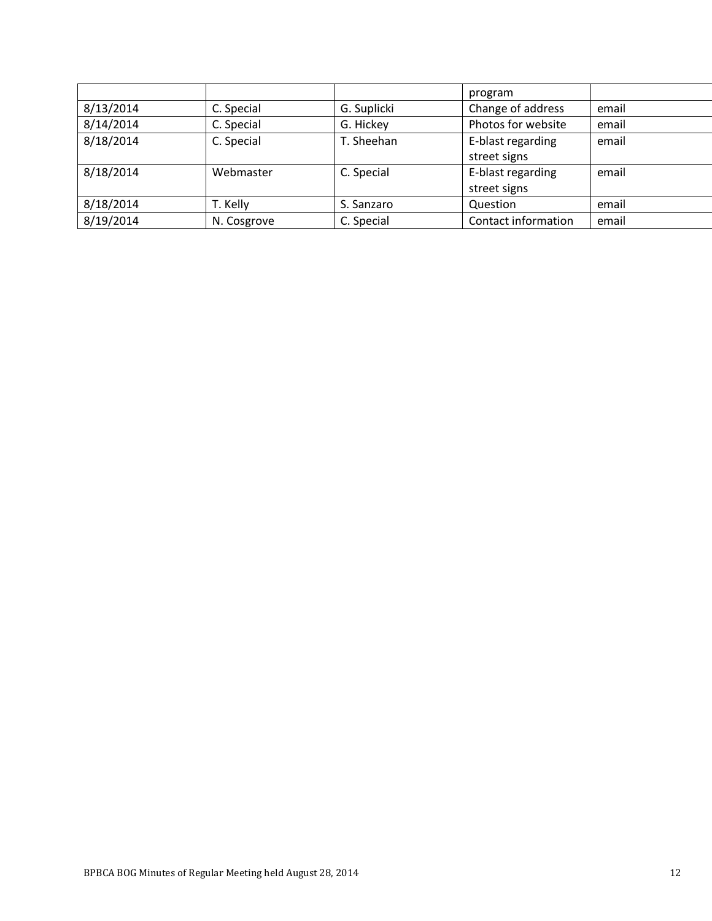| | | | | |
|---|---|---|---|---|
| | | | program | |
| 8/13/2014 | C. Special | G. Suplicki | Change of address | email |
| 8/14/2014 | C. Special | G. Hickey | Photos for website | email |
| 8/18/2014 | C. Special | T. Sheehan | E-blast regarding street signs | email |
| 8/18/2014 | Webmaster | C. Special | E-blast regarding street signs | email |
| 8/18/2014 | T. Kelly | S. Sanzaro | Question | email |
| 8/19/2014 | N. Cosgrove | C. Special | Contact information | email |